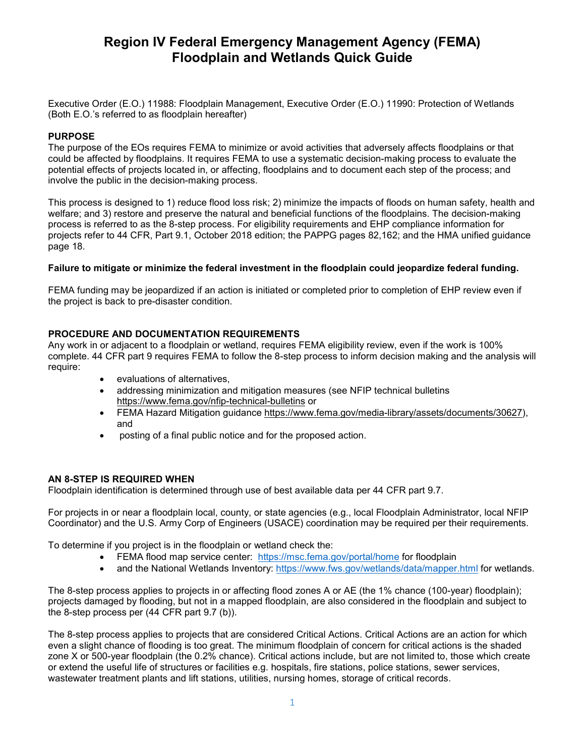# Region IV Federal Emergency Management Agency (FEMA) Floodplain and Wetlands Quick Guide

Executive Order (E.O.) 11988: Floodplain Management, Executive Order (E.O.) 11990: Protection of Wetlands (Both E.O.'s referred to as floodplain hereafter)

**PURPOSE**

The purpose of the EOs requires FEMA to minimize or avoid activities that adversely affects floodplains or that could be affected by floodplains. It requires FEMA to use a systematic decision-making process to evaluate the potential effects of projects located in, or affecting, floodplains and to document each step of the process; and involve the public in the decision-making process.

This process is designed to 1) reduce flood loss risk; 2) minimize the impacts of floods on human safety, health and welfare; and 3) restore and preserve the natural and beneficial functions of the floodplains. The decision-making process is referred to as the 8-step process. For eligibility requirements and EHP compliance information for projects refer to 44 CFR, Part 9.1, October 2018 edition; the PAPPG pages 82,162; and the HMA unified guidance page 18.

**Failure to mitigate or minimize the federal investment in the floodplain could jeopardize federal funding.**

FEMA funding may be jeopardized if an action is initiated or completed prior to completion of EHP review even if the project is back to pre-disaster condition.

**PROCEDURE AND DOCUMENTATION REQUIREMENTS**

Any work in or adjacent to a floodplain or wetland, requires FEMA eligibility review, even if the work is 100% complete. 44 CFR part 9 requires FEMA to follow the 8-step process to inform decision making and the analysis will require:

- evaluations of alternatives,
- addressing minimization and mitigation measures (see NFIP technical bulletins https://www.fema.gov/nfip-technical-bulletins or
- FEMA Hazard Mitigation guidance https://www.fema.gov/media-library/assets/documents/30627), and
- posting of a final public notice and for the proposed action.

**AN 8-STEP IS REQUIRED WHEN**

Floodplain identification is determined through use of best available data per 44 CFR part 9.7.

For projects in or near a floodplain local, county, or state agencies (e.g., local Floodplain Administrator, local NFIP Coordinator) and the U.S. Army Corp of Engineers (USACE) coordination may be required per their requirements.

To determine if you project is in the floodplain or wetland check the:

- FEMA flood map service center: https://msc.fema.gov/portal/home for floodplain
- and the National Wetlands Inventory: https://www.fws.gov/wetlands/data/mapper.html for wetlands.

The 8-step process applies to projects in or affecting flood zones A or AE (the 1% chance (100-year) floodplain); projects damaged by flooding, but not in a mapped floodplain, are also considered in the floodplain and subject to the 8-step process per (44 CFR part 9.7 (b)).

The 8-step process applies to projects that are considered Critical Actions. Critical Actions are an action for which even a slight chance of flooding is too great. The minimum floodplain of concern for critical actions is the shaded zone X or 500-year floodplain (the 0.2% chance). Critical actions include, but are not limited to, those which create or extend the useful life of structures or facilities e.g. hospitals, fire stations, police stations, sewer services, wastewater treatment plants and lift stations, utilities, nursing homes, storage of critical records.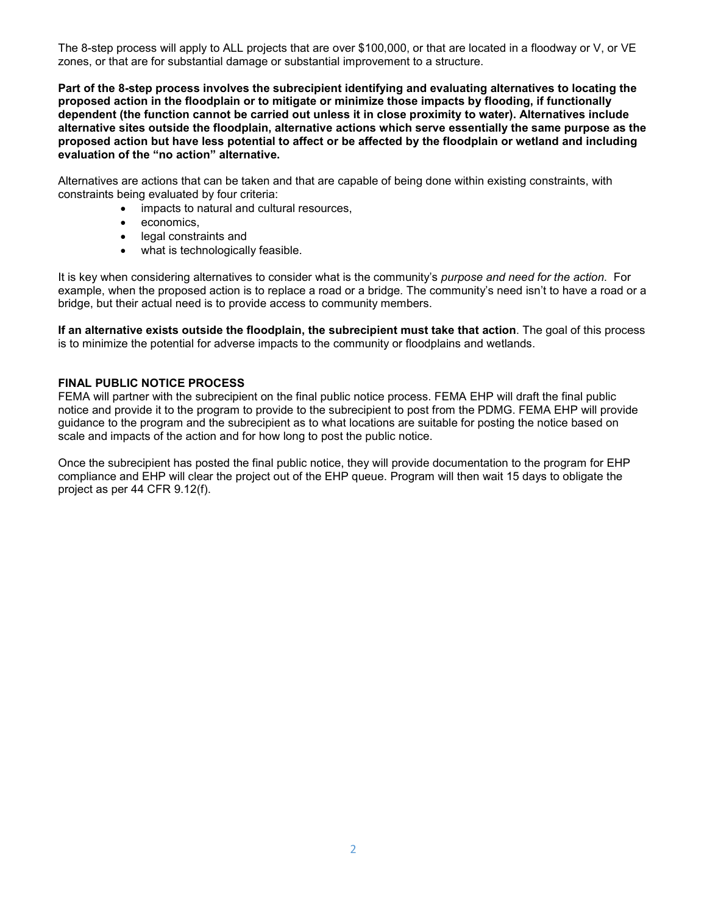The 8-step process will apply to ALL projects that are over $100,000, or that are located in a floodway or V, or VE zones, or that are for substantial damage or substantial improvement to a structure.

**Part of the 8-step process involves the subrecipient identifying and evaluating alternatives to locating the proposed action in the floodplain or to mitigate or minimize those impacts by flooding, if functionally dependent (the function cannot be carried out unless it in close proximity to water). Alternatives include alternative sites outside the floodplain, alternative actions which serve essentially the same purpose as the proposed action but have less potential to affect or be affected by the floodplain or wetland and including evaluation of the "no action" alternative.**

Alternatives are actions that can be taken and that are capable of being done within existing constraints, with constraints being evaluated by four criteria:

- impacts to natural and cultural resources,
- economics,
- legal constraints and
- what is technologically feasible.

It is key when considering alternatives to consider what is the community's *purpose and need for the action*. For example, when the proposed action is to replace a road or a bridge. The community's need isn't to have a road or a bridge, but their actual need is to provide access to community members.

**If an alternative exists outside the floodplain, the subrecipient must take that action**. The goal of this process is to minimize the potential for adverse impacts to the community or floodplains and wetlands.

**FINAL PUBLIC NOTICE PROCESS**

FEMA will partner with the subrecipient on the final public notice process. FEMA EHP will draft the final public notice and provide it to the program to provide to the subrecipient to post from the PDMG. FEMA EHP will provide guidance to the program and the subrecipient as to what locations are suitable for posting the notice based on scale and impacts of the action and for how long to post the public notice.

Once the subrecipient has posted the final public notice, they will provide documentation to the program for EHP compliance and EHP will clear the project out of the EHP queue. Program will then wait 15 days to obligate the project as per 44 CFR 9.12(f).